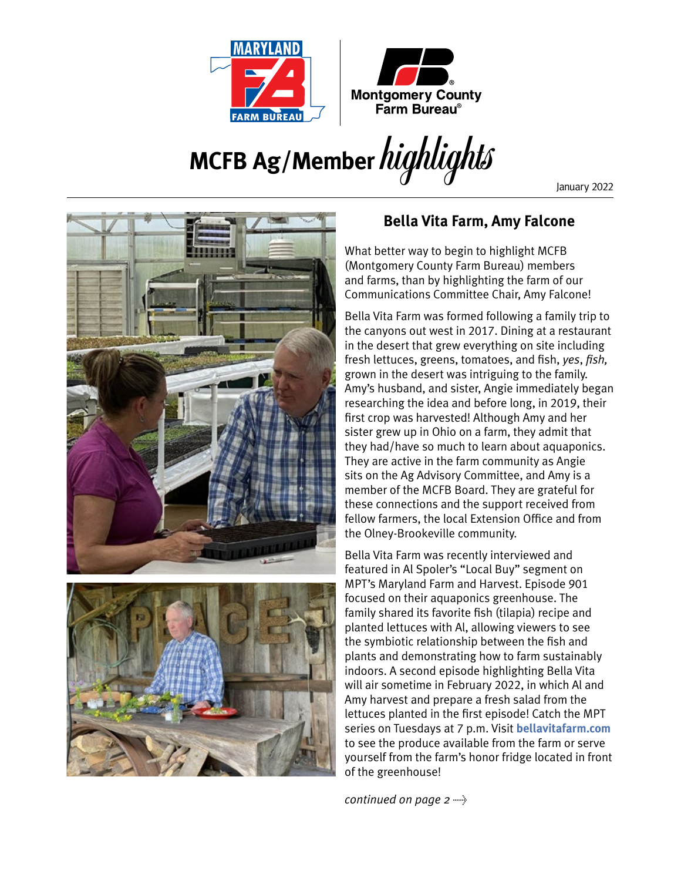# MCFB Ag/Member *highlights*

January 2022

## Bella Vita Farm, Amy Falcone

What better way to begin to highlight MCFB (Montgomery County Farm Bureau) members and farms, than by highlighting the farm of our Communications Committee Chair, Amy Falcone!

Bella Vita Farm was formed following a family trip to the canyons out west in 2017. Dining at a restaurant in the desert that grew everything on site including fresh lettuces, greens, tomatoes, and fish, *yes*, *fish,* grown in the desert was intriguing to the family. Amy's husband, and sister, Angie immediately began researching the idea and before long, in 2019, their first crop was harvested! Although Amy and her sister grew up in Ohio on a farm, they admit that they had/have so much to learn about aquaponics. They are active in the farm community as Angie sits on the Ag Advisory Committee, and Amy is a member of the MCFB Board. They are grateful for these connections and the support received from fellow farmers, the local Extension Office and from the Olney-Brookeville community.

Bella Vita Farm was recently interviewed and featured in Al Spoler's "Local Buy" segment on MPT's Maryland Farm and Harvest. Episode 901 focused on their aquaponics greenhouse. The family shared its favorite fish (tilapia) recipe and planted lettuces with Al, allowing viewers to see the symbiotic relationship between the fish and plants and demonstrating how to farm sustainably indoors. A second episode highlighting Bella Vita will air sometime in February 2022, in which Al and Amy harvest and prepare a fresh salad from the lettuces planted in the first episode! Catch the MPT series on Tuesdays at 7 p.m. Visit **bellavitafarm.com** to see the produce available from the farm or serve yourself from the farm's honor fridge located in front of the greenhouse!

*continued on page 2*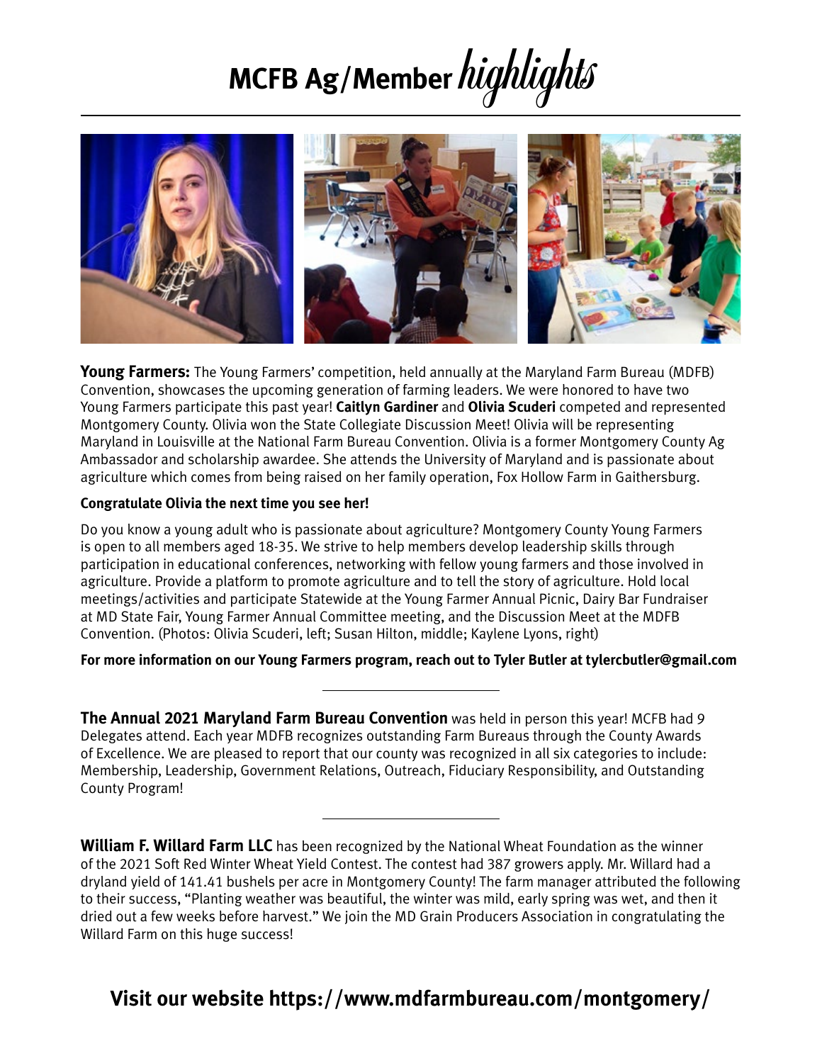# MCFB Ag/Member *highlights*

**Young Farmers:** The Young Farmers' competition, held annually at the Maryland Farm Bureau (MDFB) Convention, showcases the upcoming generation of farming leaders. We were honored to have two Young Farmers participate this past year! **Caitlyn Gardiner** and **Olivia Scuderi** competed and represented Montgomery County. Olivia won the State Collegiate Discussion Meet! Olivia will be representing Maryland in Louisville at the National Farm Bureau Convention. Olivia is a former Montgomery County Ag Ambassador and scholarship awardee. She attends the University of Maryland and is passionate about agriculture which comes from being raised on her family operation, Fox Hollow Farm in Gaithersburg.

**Congratulate Olivia the next time you see her!**

Do you know a young adult who is passionate about agriculture? Montgomery County Young Farmers is open to all members aged 18-35. We strive to help members develop leadership skills through participation in educational conferences, networking with fellow young farmers and those involved in agriculture. Provide a platform to promote agriculture and to tell the story of agriculture. Hold local meetings/activities and participate Statewide at the Young Farmer Annual Picnic, Dairy Bar Fundraiser at MD State Fair, Young Farmer Annual Committee meeting, and the Discussion Meet at the MDFB Convention. (Photos: Olivia Scuderi, left; Susan Hilton, middle; Kaylene Lyons, right)

**For more information on our Young Farmers program, reach out to Tyler Butler at tylercbutler@gmail.com**

---

**The Annual 2021 Maryland Farm Bureau Convention** was held in person this year! MCFB had 9 Delegates attend. Each year MDFB recognizes outstanding Farm Bureaus through the County Awards of Excellence. We are pleased to report that our county was recognized in all six categories to include: Membership, Leadership, Government Relations, Outreach, Fiduciary Responsibility, and Outstanding County Program!

---

**William F. Willard Farm LLC** has been recognized by the National Wheat Foundation as the winner of the 2021 Soft Red Winter Wheat Yield Contest. The contest had 387 growers apply. Mr. Willard had a dryland yield of 141.41 bushels per acre in Montgomery County! The farm manager attributed the following to their success, "Planting weather was beautiful, the winter was mild, early spring was wet, and then it dried out a few weeks before harvest." We join the MD Grain Producers Association in congratulating the Willard Farm on this huge success!

## Visit our website https://www.mdfarmbureau.com/montgomery/